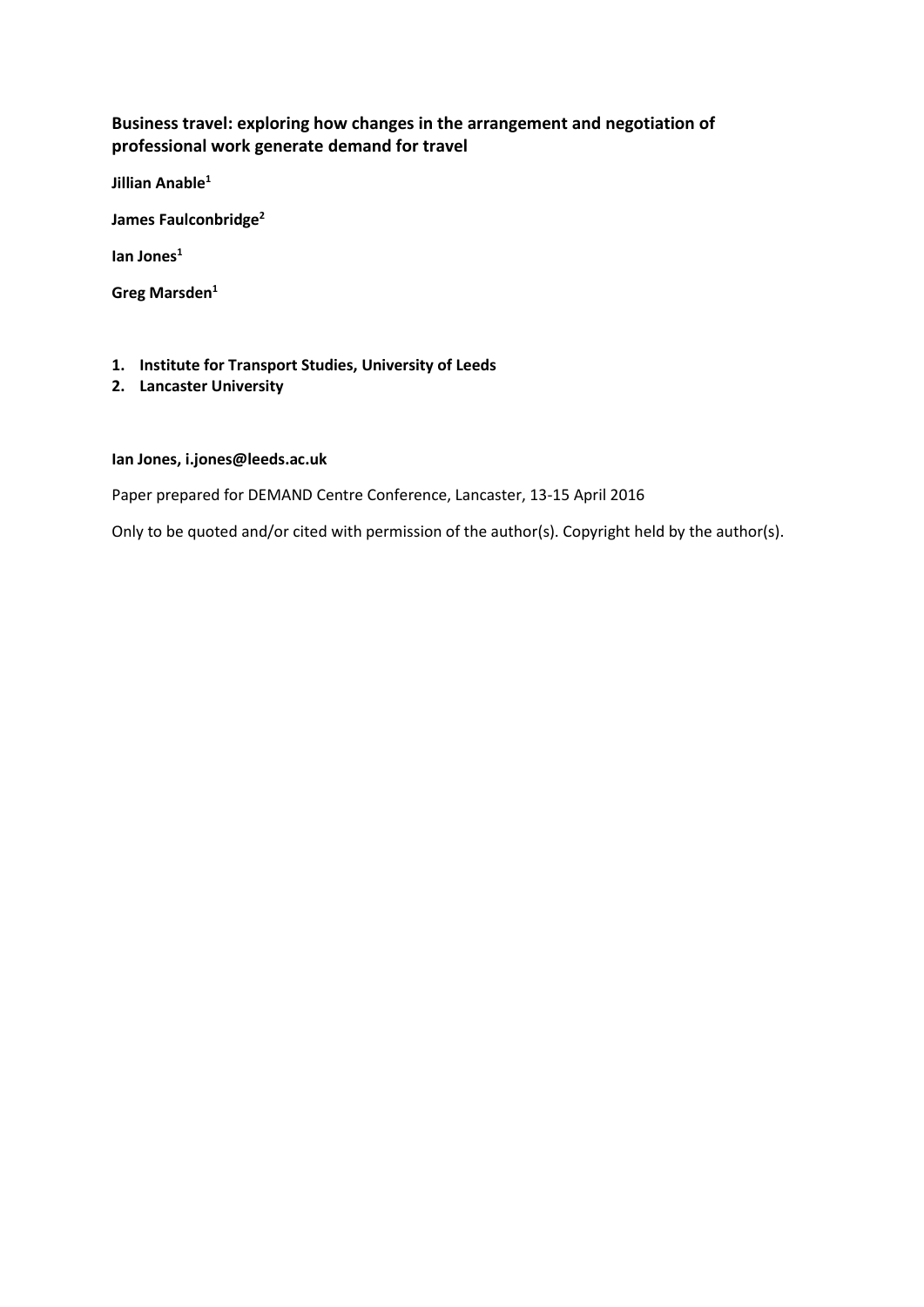**Business travel: exploring how changes in the arrangement and negotiation of professional work generate demand for travel**

**Jillian Anable[1]**

**James Faulconbridge[2]**

**Ian Jones[1]**

**Greg Marsden[1]**

1. **Institute for Transport Studies, University of Leeds**
2. **Lancaster University**

**Ian Jones, i.jones@leeds.ac.uk**

Paper prepared for DEMAND Centre Conference, Lancaster, 13-15 April 2016

Only to be quoted and/or cited with permission of the author(s). Copyright held by the author(s).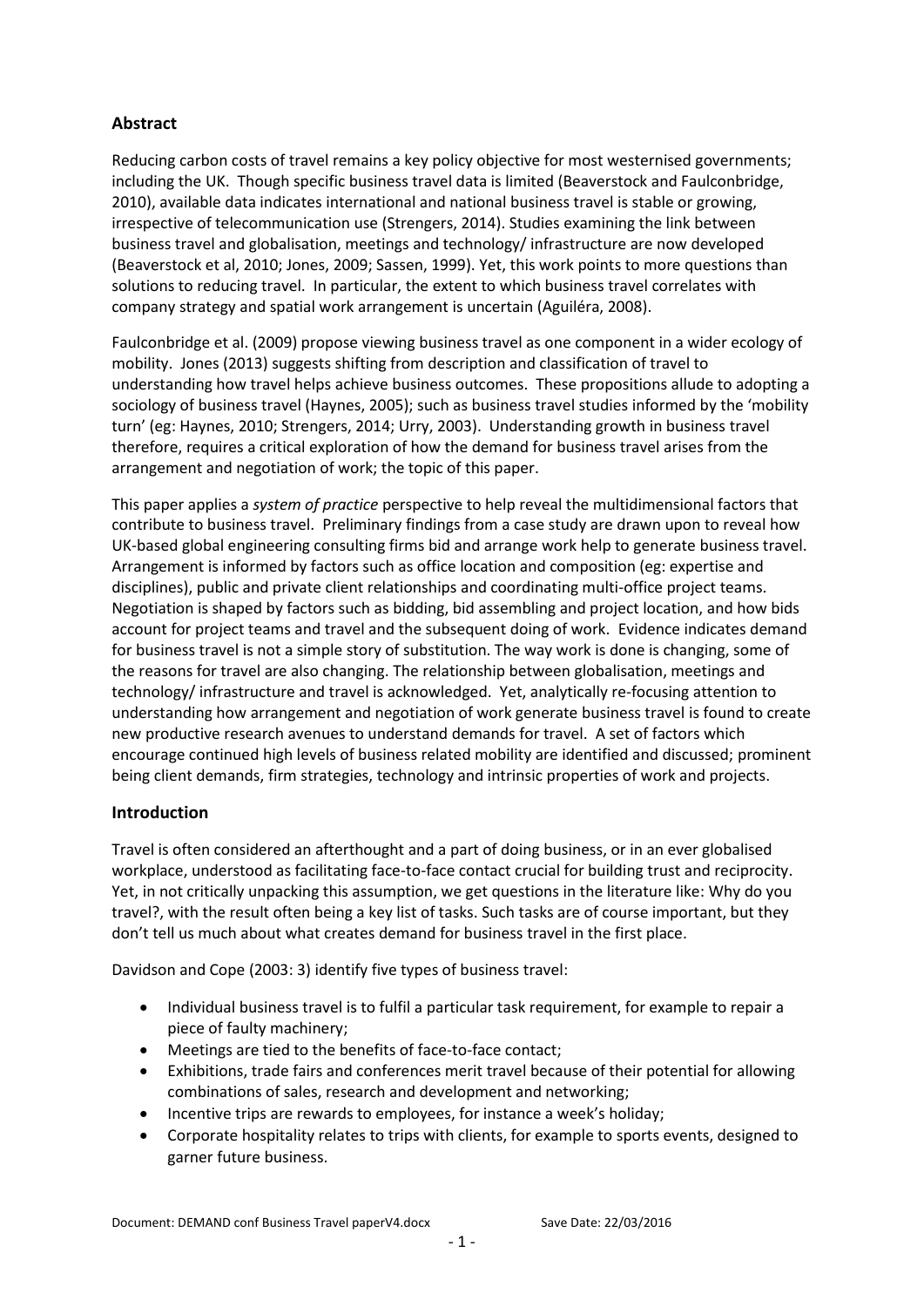## Abstract

Reducing carbon costs of travel remains a key policy objective for most westernised governments; including the UK. Though specific business travel data is limited (Beaverstock and Faulconbridge, 2010), available data indicates international and national business travel is stable or growing, irrespective of telecommunication use (Strengers, 2014). Studies examining the link between business travel and globalisation, meetings and technology/ infrastructure are now developed (Beaverstock et al, 2010; Jones, 2009; Sassen, 1999). Yet, this work points to more questions than solutions to reducing travel. In particular, the extent to which business travel correlates with company strategy and spatial work arrangement is uncertain (Aguiléra, 2008).

Faulconbridge et al. (2009) propose viewing business travel as one component in a wider ecology of mobility. Jones (2013) suggests shifting from description and classification of travel to understanding how travel helps achieve business outcomes. These propositions allude to adopting a sociology of business travel (Haynes, 2005); such as business travel studies informed by the 'mobility turn' (eg: Haynes, 2010; Strengers, 2014; Urry, 2003). Understanding growth in business travel therefore, requires a critical exploration of how the demand for business travel arises from the arrangement and negotiation of work; the topic of this paper.

This paper applies a *system of practice* perspective to help reveal the multidimensional factors that contribute to business travel. Preliminary findings from a case study are drawn upon to reveal how UK-based global engineering consulting firms bid and arrange work help to generate business travel. Arrangement is informed by factors such as office location and composition (eg: expertise and disciplines), public and private client relationships and coordinating multi-office project teams. Negotiation is shaped by factors such as bidding, bid assembling and project location, and how bids account for project teams and travel and the subsequent doing of work. Evidence indicates demand for business travel is not a simple story of substitution. The way work is done is changing, some of the reasons for travel are also changing. The relationship between globalisation, meetings and technology/ infrastructure and travel is acknowledged. Yet, analytically re-focusing attention to understanding how arrangement and negotiation of work generate business travel is found to create new productive research avenues to understand demands for travel. A set of factors which encourage continued high levels of business related mobility are identified and discussed; prominent being client demands, firm strategies, technology and intrinsic properties of work and projects.

## Introduction

Travel is often considered an afterthought and a part of doing business, or in an ever globalised workplace, understood as facilitating face-to-face contact crucial for building trust and reciprocity. Yet, in not critically unpacking this assumption, we get questions in the literature like: Why do you travel?, with the result often being a key list of tasks. Such tasks are of course important, but they don't tell us much about what creates demand for business travel in the first place.

Davidson and Cope (2003: 3) identify five types of business travel:

- Individual business travel is to fulfil a particular task requirement, for example to repair a piece of faulty machinery;
- Meetings are tied to the benefits of face-to-face contact;
- Exhibitions, trade fairs and conferences merit travel because of their potential for allowing combinations of sales, research and development and networking;
- Incentive trips are rewards to employees, for instance a week's holiday;
- Corporate hospitality relates to trips with clients, for example to sports events, designed to garner future business.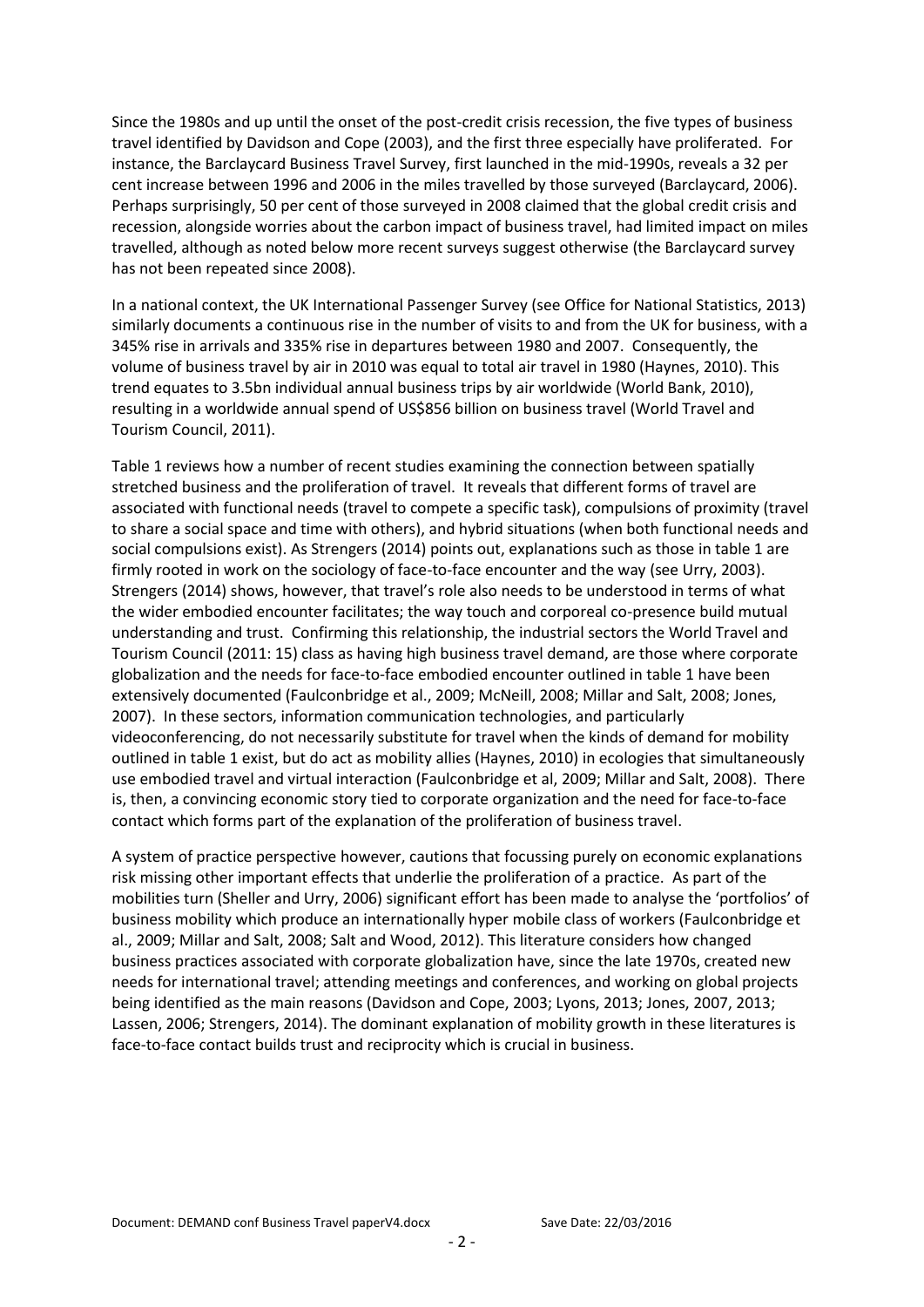Since the 1980s and up until the onset of the post-credit crisis recession, the five types of business travel identified by Davidson and Cope (2003), and the first three especially have proliferated. For instance, the Barclaycard Business Travel Survey, first launched in the mid-1990s, reveals a 32 per cent increase between 1996 and 2006 in the miles travelled by those surveyed (Barclaycard, 2006). Perhaps surprisingly, 50 per cent of those surveyed in 2008 claimed that the global credit crisis and recession, alongside worries about the carbon impact of business travel, had limited impact on miles travelled, although as noted below more recent surveys suggest otherwise (the Barclaycard survey has not been repeated since 2008).

In a national context, the UK International Passenger Survey (see Office for National Statistics, 2013) similarly documents a continuous rise in the number of visits to and from the UK for business, with a 345% rise in arrivals and 335% rise in departures between 1980 and 2007. Consequently, the volume of business travel by air in 2010 was equal to total air travel in 1980 (Haynes, 2010). This trend equates to 3.5bn individual annual business trips by air worldwide (World Bank, 2010), resulting in a worldwide annual spend of US$856 billion on business travel (World Travel and Tourism Council, 2011).

Table 1 reviews how a number of recent studies examining the connection between spatially stretched business and the proliferation of travel. It reveals that different forms of travel are associated with functional needs (travel to compete a specific task), compulsions of proximity (travel to share a social space and time with others), and hybrid situations (when both functional needs and social compulsions exist). As Strengers (2014) points out, explanations such as those in table 1 are firmly rooted in work on the sociology of face-to-face encounter and the way (see Urry, 2003). Strengers (2014) shows, however, that travel's role also needs to be understood in terms of what the wider embodied encounter facilitates; the way touch and corporeal co-presence build mutual understanding and trust. Confirming this relationship, the industrial sectors the World Travel and Tourism Council (2011: 15) class as having high business travel demand, are those where corporate globalization and the needs for face-to-face embodied encounter outlined in table 1 have been extensively documented (Faulconbridge et al., 2009; McNeill, 2008; Millar and Salt, 2008; Jones, 2007). In these sectors, information communication technologies, and particularly videoconferencing, do not necessarily substitute for travel when the kinds of demand for mobility outlined in table 1 exist, but do act as mobility allies (Haynes, 2010) in ecologies that simultaneously use embodied travel and virtual interaction (Faulconbridge et al, 2009; Millar and Salt, 2008). There is, then, a convincing economic story tied to corporate organization and the need for face-to-face contact which forms part of the explanation of the proliferation of business travel.

A system of practice perspective however, cautions that focussing purely on economic explanations risk missing other important effects that underlie the proliferation of a practice. As part of the mobilities turn (Sheller and Urry, 2006) significant effort has been made to analyse the 'portfolios' of business mobility which produce an internationally hyper mobile class of workers (Faulconbridge et al., 2009; Millar and Salt, 2008; Salt and Wood, 2012). This literature considers how changed business practices associated with corporate globalization have, since the late 1970s, created new needs for international travel; attending meetings and conferences, and working on global projects being identified as the main reasons (Davidson and Cope, 2003; Lyons, 2013; Jones, 2007, 2013; Lassen, 2006; Strengers, 2014). The dominant explanation of mobility growth in these literatures is face-to-face contact builds trust and reciprocity which is crucial in business.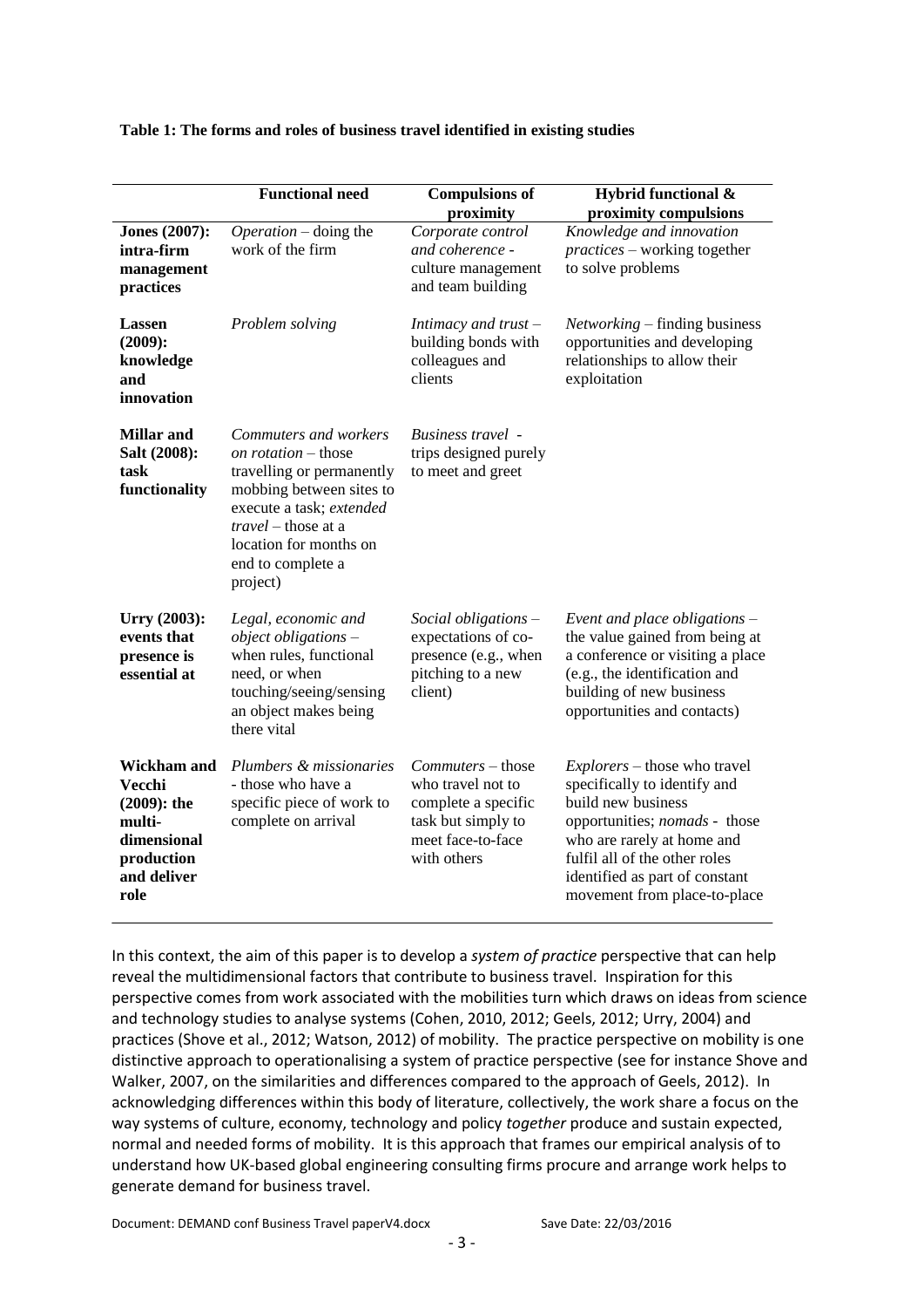**Table 1: The forms and roles of business travel identified in existing studies**

| | Functional need | Compulsions of proximity | Hybrid functional & proximity compulsions |
|---|---|---|---|
| **Jones (2007): intra-firm management practices** | *Operation* – doing the work of the firm | *Corporate control and coherence* - culture management and team building | *Knowledge and innovation practices* – working together to solve problems |
| **Lassen (2009): knowledge and innovation** | *Problem solving* | *Intimacy and trust* – building bonds with colleagues and clients | *Networking* – finding business opportunities and developing relationships to allow their exploitation |
| **Millar and Salt (2008): task functionality** | *Commuters and workers on rotation* – those travelling or permanently mobbing between sites to execute a task; *extended travel* – those at a location for months on end to complete a project) | *Business travel* - trips designed purely to meet and greet | |
| **Urry (2003): events that presence is essential at** | *Legal, economic and object obligations* – when rules, functional need, or when touching/seeing/sensing an object makes being there vital | *Social obligations* – expectations of co-presence (e.g., when pitching to a new client) | *Event and place obligations* – the value gained from being at a conference or visiting a place (e.g., the identification and building of new business opportunities and contacts) |
| **Wickham and Vecchi (2009): the multi-dimensional production and deliver role** | *Plumbers & missionaries* - those who have a specific piece of work to complete on arrival | *Commuters* – those who travel not to complete a specific task but simply to meet face-to-face with others | *Explorers* – those who travel specifically to identify and build new business opportunities; *nomads* - those who are rarely at home and fulfil all of the other roles identified as part of constant movement from place-to-place |

In this context, the aim of this paper is to develop a *system of practice* perspective that can help reveal the multidimensional factors that contribute to business travel. Inspiration for this perspective comes from work associated with the mobilities turn which draws on ideas from science and technology studies to analyse systems (Cohen, 2010, 2012; Geels, 2012; Urry, 2004) and practices (Shove et al., 2012; Watson, 2012) of mobility. The practice perspective on mobility is one distinctive approach to operationalising a system of practice perspective (see for instance Shove and Walker, 2007, on the similarities and differences compared to the approach of Geels, 2012). In acknowledging differences within this body of literature, collectively, the work share a focus on the way systems of culture, economy, technology and policy *together* produce and sustain expected, normal and needed forms of mobility. It is this approach that frames our empirical analysis of to understand how UK-based global engineering consulting firms procure and arrange work helps to generate demand for business travel.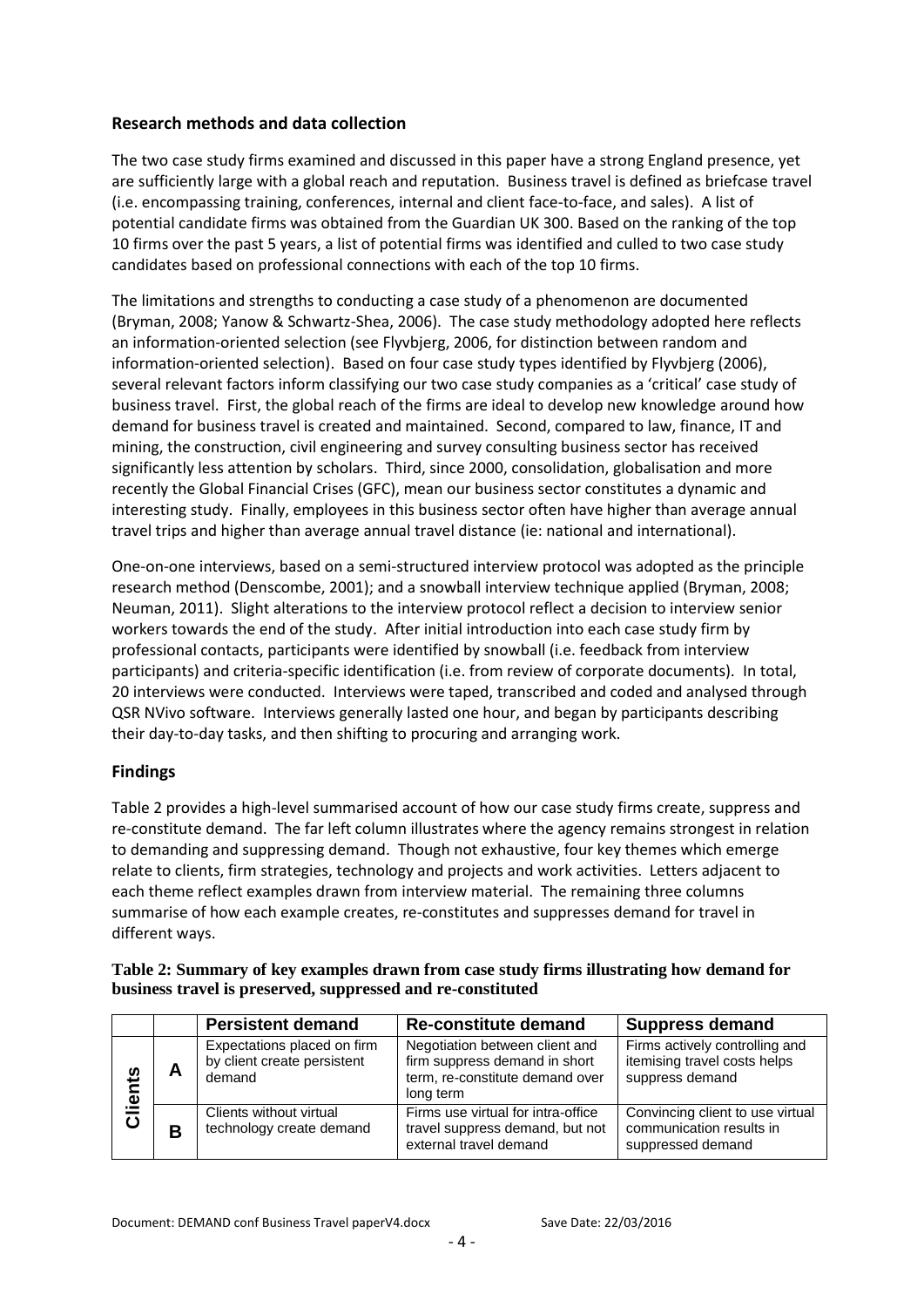## Research methods and data collection

The two case study firms examined and discussed in this paper have a strong England presence, yet are sufficiently large with a global reach and reputation. Business travel is defined as briefcase travel (i.e. encompassing training, conferences, internal and client face-to-face, and sales). A list of potential candidate firms was obtained from the Guardian UK 300. Based on the ranking of the top 10 firms over the past 5 years, a list of potential firms was identified and culled to two case study candidates based on professional connections with each of the top 10 firms.

The limitations and strengths to conducting a case study of a phenomenon are documented (Bryman, 2008; Yanow & Schwartz-Shea, 2006). The case study methodology adopted here reflects an information-oriented selection (see Flyvbjerg, 2006, for distinction between random and information-oriented selection). Based on four case study types identified by Flyvbjerg (2006), several relevant factors inform classifying our two case study companies as a 'critical' case study of business travel. First, the global reach of the firms are ideal to develop new knowledge around how demand for business travel is created and maintained. Second, compared to law, finance, IT and mining, the construction, civil engineering and survey consulting business sector has received significantly less attention by scholars. Third, since 2000, consolidation, globalisation and more recently the Global Financial Crises (GFC), mean our business sector constitutes a dynamic and interesting study. Finally, employees in this business sector often have higher than average annual travel trips and higher than average annual travel distance (ie: national and international).

One-on-one interviews, based on a semi-structured interview protocol was adopted as the principle research method (Denscombe, 2001); and a snowball interview technique applied (Bryman, 2008; Neuman, 2011). Slight alterations to the interview protocol reflect a decision to interview senior workers towards the end of the study. After initial introduction into each case study firm by professional contacts, participants were identified by snowball (i.e. feedback from interview participants) and criteria-specific identification (i.e. from review of corporate documents). In total, 20 interviews were conducted. Interviews were taped, transcribed and coded and analysed through QSR NVivo software. Interviews generally lasted one hour, and began by participants describing their day-to-day tasks, and then shifting to procuring and arranging work.

## Findings

Table 2 provides a high-level summarised account of how our case study firms create, suppress and re-constitute demand. The far left column illustrates where the agency remains strongest in relation to demanding and suppressing demand. Though not exhaustive, four key themes which emerge relate to clients, firm strategies, technology and projects and work activities. Letters adjacent to each theme reflect examples drawn from interview material. The remaining three columns summarise of how each example creates, re-constitutes and suppresses demand for travel in different ways.

**Table 2: Summary of key examples drawn from case study firms illustrating how demand for business travel is preserved, suppressed and re-constituted**

| | | Persistent demand | Re-constitute demand | Suppress demand |
|---|---|---|---|---|
| Clients | A | Expectations placed on firm by client create persistent demand | Negotiation between client and firm suppress demand in short term, re-constitute demand over long term | Firms actively controlling and itemising travel costs helps suppress demand |
| | B | Clients without virtual technology create demand | Firms use virtual for intra-office travel suppress demand, but not external travel demand | Convincing client to use virtual communication results in suppressed demand |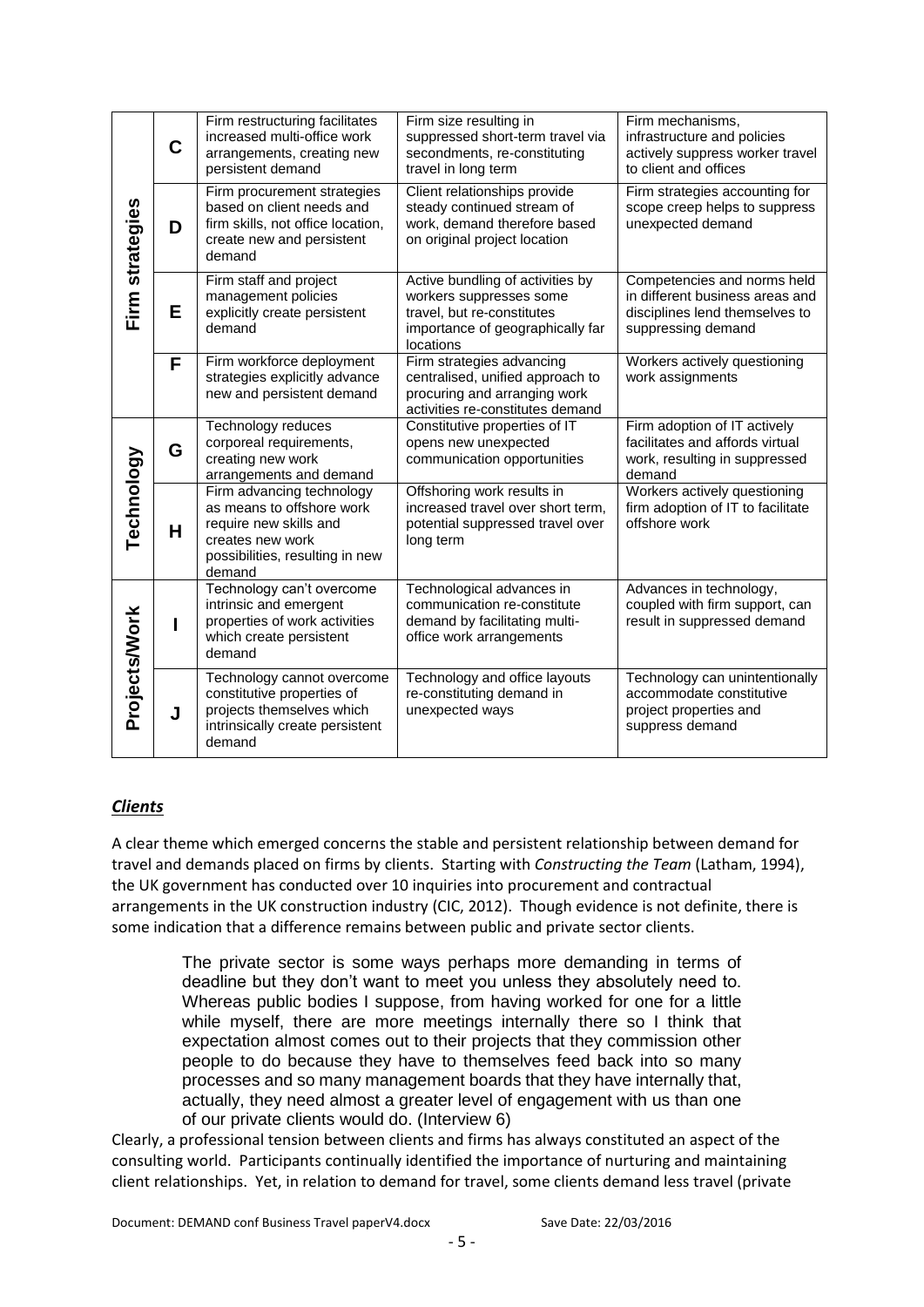| | | | | |
|---|---|---|---|---|
| **Firm strategies** | **C** | Firm restructuring facilitates increased multi-office work arrangements, creating new persistent demand | Firm size resulting in suppressed short-term travel via secondments, re-constituting travel in long term | Firm mechanisms, infrastructure and policies actively suppress worker travel to client and offices |
| | **D** | Firm procurement strategies based on client needs and firm skills, not office location, create new and persistent demand | Client relationships provide steady continued stream of work, demand therefore based on original project location | Firm strategies accounting for scope creep helps to suppress unexpected demand |
| | **E** | Firm staff and project management policies explicitly create persistent demand | Active bundling of activities by workers suppresses some travel, but re-constitutes importance of geographically far locations | Competencies and norms held in different business areas and disciplines lend themselves to suppressing demand |
| | **F** | Firm workforce deployment strategies explicitly advance new and persistent demand | Firm strategies advancing centralised, unified approach to procuring and arranging work activities re-constitutes demand | Workers actively questioning work assignments |
| **Technology** | **G** | Technology reduces corporeal requirements, creating new work arrangements and demand | Constitutive properties of IT opens new unexpected communication opportunities | Firm adoption of IT actively facilitates and affords virtual work, resulting in suppressed demand |
| | **H** | Firm advancing technology as means to offshore work require new skills and creates new work possibilities, resulting in new demand | Offshoring work results in increased travel over short term, potential suppressed travel over long term | Workers actively questioning firm adoption of IT to facilitate offshore work |
| **Projects/Work** | **I** | Technology can't overcome intrinsic and emergent properties of work activities which create persistent demand | Technological advances in communication re-constitute demand by facilitating multi-office work arrangements | Advances in technology, coupled with firm support, can result in suppressed demand |
| | **J** | Technology cannot overcome constitutive properties of projects themselves which intrinsically create persistent demand | Technology and office layouts re-constituting demand in unexpected ways | Technology can unintentionally accommodate constitutive project properties and suppress demand |

## *Clients*

A clear theme which emerged concerns the stable and persistent relationship between demand for travel and demands placed on firms by clients. Starting with *Constructing the Team* (Latham, 1994), the UK government has conducted over 10 inquiries into procurement and contractual arrangements in the UK construction industry (CIC, 2012). Though evidence is not definite, there is some indication that a difference remains between public and private sector clients.

> The private sector is some ways perhaps more demanding in terms of deadline but they don't want to meet you unless they absolutely need to. Whereas public bodies I suppose, from having worked for one for a little while myself, there are more meetings internally there so I think that expectation almost comes out to their projects that they commission other people to do because they have to themselves feed back into so many processes and so many management boards that they have internally that, actually, they need almost a greater level of engagement with us than one of our private clients would do. (Interview 6)

Clearly, a professional tension between clients and firms has always constituted an aspect of the consulting world. Participants continually identified the importance of nurturing and maintaining client relationships. Yet, in relation to demand for travel, some clients demand less travel (private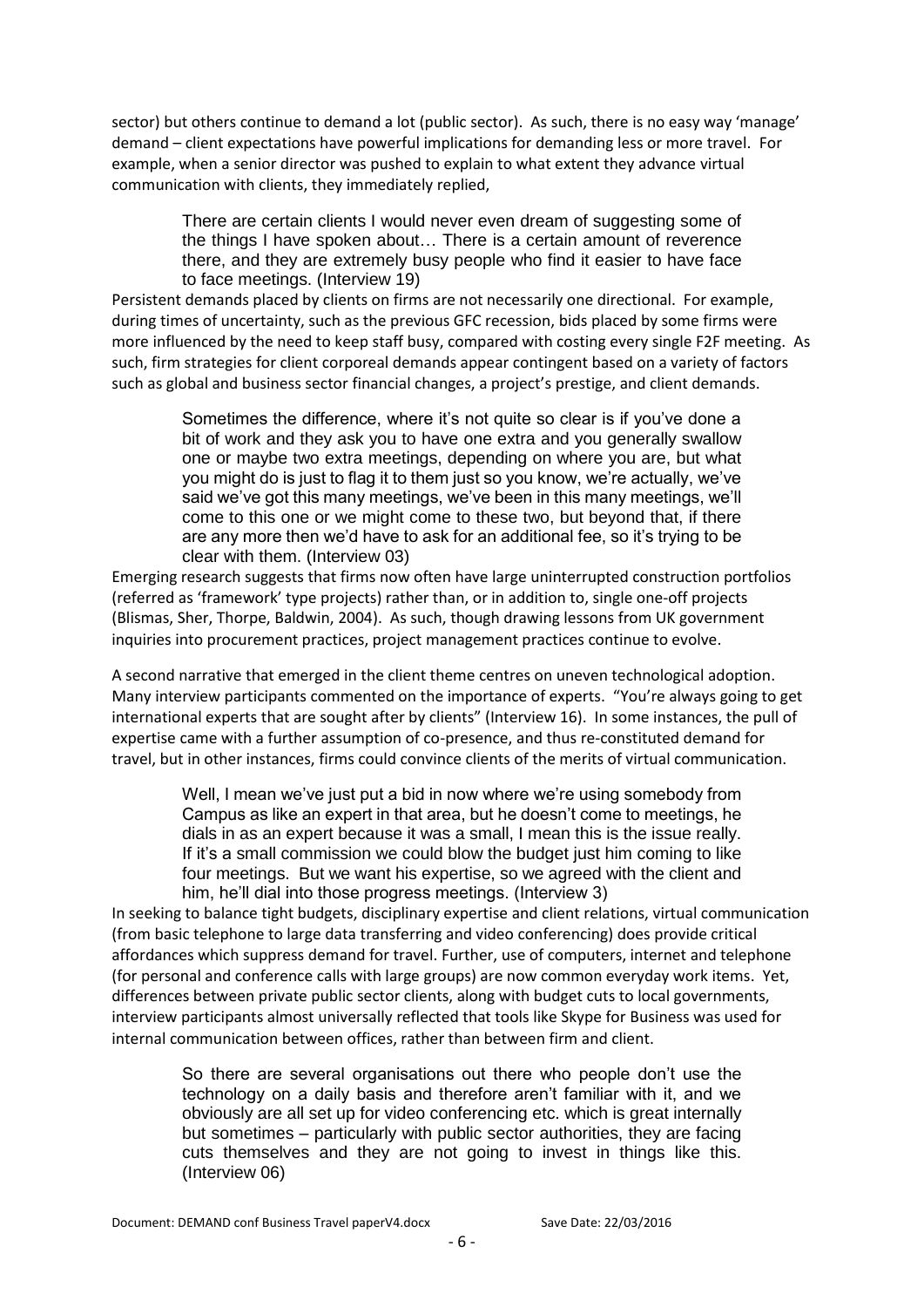sector) but others continue to demand a lot (public sector). As such, there is no easy way 'manage' demand – client expectations have powerful implications for demanding less or more travel. For example, when a senior director was pushed to explain to what extent they advance virtual communication with clients, they immediately replied,

> There are certain clients I would never even dream of suggesting some of the things I have spoken about… There is a certain amount of reverence there, and they are extremely busy people who find it easier to have face to face meetings. (Interview 19)

Persistent demands placed by clients on firms are not necessarily one directional. For example, during times of uncertainty, such as the previous GFC recession, bids placed by some firms were more influenced by the need to keep staff busy, compared with costing every single F2F meeting. As such, firm strategies for client corporeal demands appear contingent based on a variety of factors such as global and business sector financial changes, a project's prestige, and client demands.

> Sometimes the difference, where it's not quite so clear is if you've done a bit of work and they ask you to have one extra and you generally swallow one or maybe two extra meetings, depending on where you are, but what you might do is just to flag it to them just so you know, we're actually, we've said we've got this many meetings, we've been in this many meetings, we'll come to this one or we might come to these two, but beyond that, if there are any more then we'd have to ask for an additional fee, so it's trying to be clear with them. (Interview 03)

Emerging research suggests that firms now often have large uninterrupted construction portfolios (referred as 'framework' type projects) rather than, or in addition to, single one-off projects (Blismas, Sher, Thorpe, Baldwin, 2004). As such, though drawing lessons from UK government inquiries into procurement practices, project management practices continue to evolve.

A second narrative that emerged in the client theme centres on uneven technological adoption. Many interview participants commented on the importance of experts. "You're always going to get international experts that are sought after by clients" (Interview 16). In some instances, the pull of expertise came with a further assumption of co-presence, and thus re-constituted demand for travel, but in other instances, firms could convince clients of the merits of virtual communication.

> Well, I mean we've just put a bid in now where we're using somebody from Campus as like an expert in that area, but he doesn't come to meetings, he dials in as an expert because it was a small, I mean this is the issue really. If it's a small commission we could blow the budget just him coming to like four meetings. But we want his expertise, so we agreed with the client and him, he'll dial into those progress meetings. (Interview 3)

In seeking to balance tight budgets, disciplinary expertise and client relations, virtual communication (from basic telephone to large data transferring and video conferencing) does provide critical affordances which suppress demand for travel. Further, use of computers, internet and telephone (for personal and conference calls with large groups) are now common everyday work items. Yet, differences between private public sector clients, along with budget cuts to local governments, interview participants almost universally reflected that tools like Skype for Business was used for internal communication between offices, rather than between firm and client.

> So there are several organisations out there who people don't use the technology on a daily basis and therefore aren't familiar with it, and we obviously are all set up for video conferencing etc. which is great internally but sometimes – particularly with public sector authorities, they are facing cuts themselves and they are not going to invest in things like this. (Interview 06)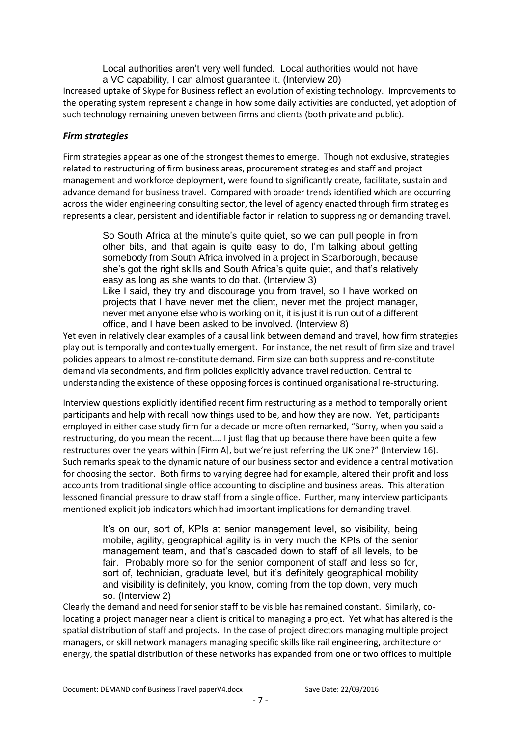> Local authorities aren't very well funded. Local authorities would not have a VC capability, I can almost guarantee it. (Interview 20)

Increased uptake of Skype for Business reflect an evolution of existing technology. Improvements to the operating system represent a change in how some daily activities are conducted, yet adoption of such technology remaining uneven between firms and clients (both private and public).

### ***Firm strategies***

Firm strategies appear as one of the strongest themes to emerge. Though not exclusive, strategies related to restructuring of firm business areas, procurement strategies and staff and project management and workforce deployment, were found to significantly create, facilitate, sustain and advance demand for business travel. Compared with broader trends identified which are occurring across the wider engineering consulting sector, the level of agency enacted through firm strategies represents a clear, persistent and identifiable factor in relation to suppressing or demanding travel.

> So South Africa at the minute's quite quiet, so we can pull people in from other bits, and that again is quite easy to do, I'm talking about getting somebody from South Africa involved in a project in Scarborough, because she's got the right skills and South Africa's quite quiet, and that's relatively easy as long as she wants to do that. (Interview 3)
>
> Like I said, they try and discourage you from travel, so I have worked on projects that I have never met the client, never met the project manager, never met anyone else who is working on it, it is just it is run out of a different office, and I have been asked to be involved. (Interview 8)

Yet even in relatively clear examples of a causal link between demand and travel, how firm strategies play out is temporally and contextually emergent. For instance, the net result of firm size and travel policies appears to almost re-constitute demand. Firm size can both suppress and re-constitute demand via secondments, and firm policies explicitly advance travel reduction. Central to understanding the existence of these opposing forces is continued organisational re-structuring.

Interview questions explicitly identified recent firm restructuring as a method to temporally orient participants and help with recall how things used to be, and how they are now. Yet, participants employed in either case study firm for a decade or more often remarked, "Sorry, when you said a restructuring, do you mean the recent…. I just flag that up because there have been quite a few restructures over the years within [Firm A], but we're just referring the UK one?" (Interview 16). Such remarks speak to the dynamic nature of our business sector and evidence a central motivation for choosing the sector. Both firms to varying degree had for example, altered their profit and loss accounts from traditional single office accounting to discipline and business areas. This alteration lessoned financial pressure to draw staff from a single office. Further, many interview participants mentioned explicit job indicators which had important implications for demanding travel.

> It's on our, sort of, KPIs at senior management level, so visibility, being mobile, agility, geographical agility is in very much the KPIs of the senior management team, and that's cascaded down to staff of all levels, to be fair. Probably more so for the senior component of staff and less so for, sort of, technician, graduate level, but it's definitely geographical mobility and visibility is definitely, you know, coming from the top down, very much so. (Interview 2)

Clearly the demand and need for senior staff to be visible has remained constant. Similarly, co-locating a project manager near a client is critical to managing a project. Yet what has altered is the spatial distribution of staff and projects. In the case of project directors managing multiple project managers, or skill network managers managing specific skills like rail engineering, architecture or energy, the spatial distribution of these networks has expanded from one or two offices to multiple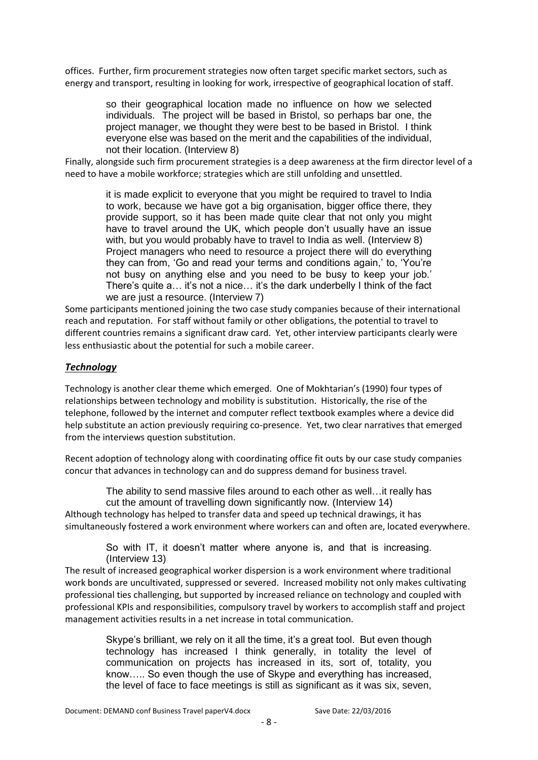offices. Further, firm procurement strategies now often target specific market sectors, such as energy and transport, resulting in looking for work, irrespective of geographical location of staff.

> so their geographical location made no influence on how we selected individuals. The project will be based in Bristol, so perhaps bar one, the project manager, we thought they were best to be based in Bristol. I think everyone else was based on the merit and the capabilities of the individual, not their location. (Interview 8)

Finally, alongside such firm procurement strategies is a deep awareness at the firm director level of a need to have a mobile workforce; strategies which are still unfolding and unsettled.

> it is made explicit to everyone that you might be required to travel to India to work, because we have got a big organisation, bigger office there, they provide support, so it has been made quite clear that not only you might have to travel around the UK, which people don't usually have an issue with, but you would probably have to travel to India as well. (Interview 8)
>
> Project managers who need to resource a project there will do everything they can from, 'Go and read your terms and conditions again,' to, 'You're not busy on anything else and you need to be busy to keep your job.' There's quite a… it's not a nice… it's the dark underbelly I think of the fact we are just a resource. (Interview 7)

Some participants mentioned joining the two case study companies because of their international reach and reputation. For staff without family or other obligations, the potential to travel to different countries remains a significant draw card. Yet, other interview participants clearly were less enthusiastic about the potential for such a mobile career.

## ***Technology***

Technology is another clear theme which emerged. One of Mokhtarian's (1990) four types of relationships between technology and mobility is substitution. Historically, the rise of the telephone, followed by the internet and computer reflect textbook examples where a device did help substitute an action previously requiring co-presence. Yet, two clear narratives that emerged from the interviews question substitution.

Recent adoption of technology along with coordinating office fit outs by our case study companies concur that advances in technology can and do suppress demand for business travel.

> The ability to send massive files around to each other as well…it really has cut the amount of travelling down significantly now. (Interview 14)

Although technology has helped to transfer data and speed up technical drawings, it has simultaneously fostered a work environment where workers can and often are, located everywhere.

> So with IT, it doesn't matter where anyone is, and that is increasing. (Interview 13)

The result of increased geographical worker dispersion is a work environment where traditional work bonds are uncultivated, suppressed or severed. Increased mobility not only makes cultivating professional ties challenging, but supported by increased reliance on technology and coupled with professional KPIs and responsibilities, compulsory travel by workers to accomplish staff and project management activities results in a net increase in total communication.

> Skype's brilliant, we rely on it all the time, it's a great tool. But even though technology has increased I think generally, in totality the level of communication on projects has increased in its, sort of, totality, you know….. So even though the use of Skype and everything has increased, the level of face to face meetings is still as significant as it was six, seven,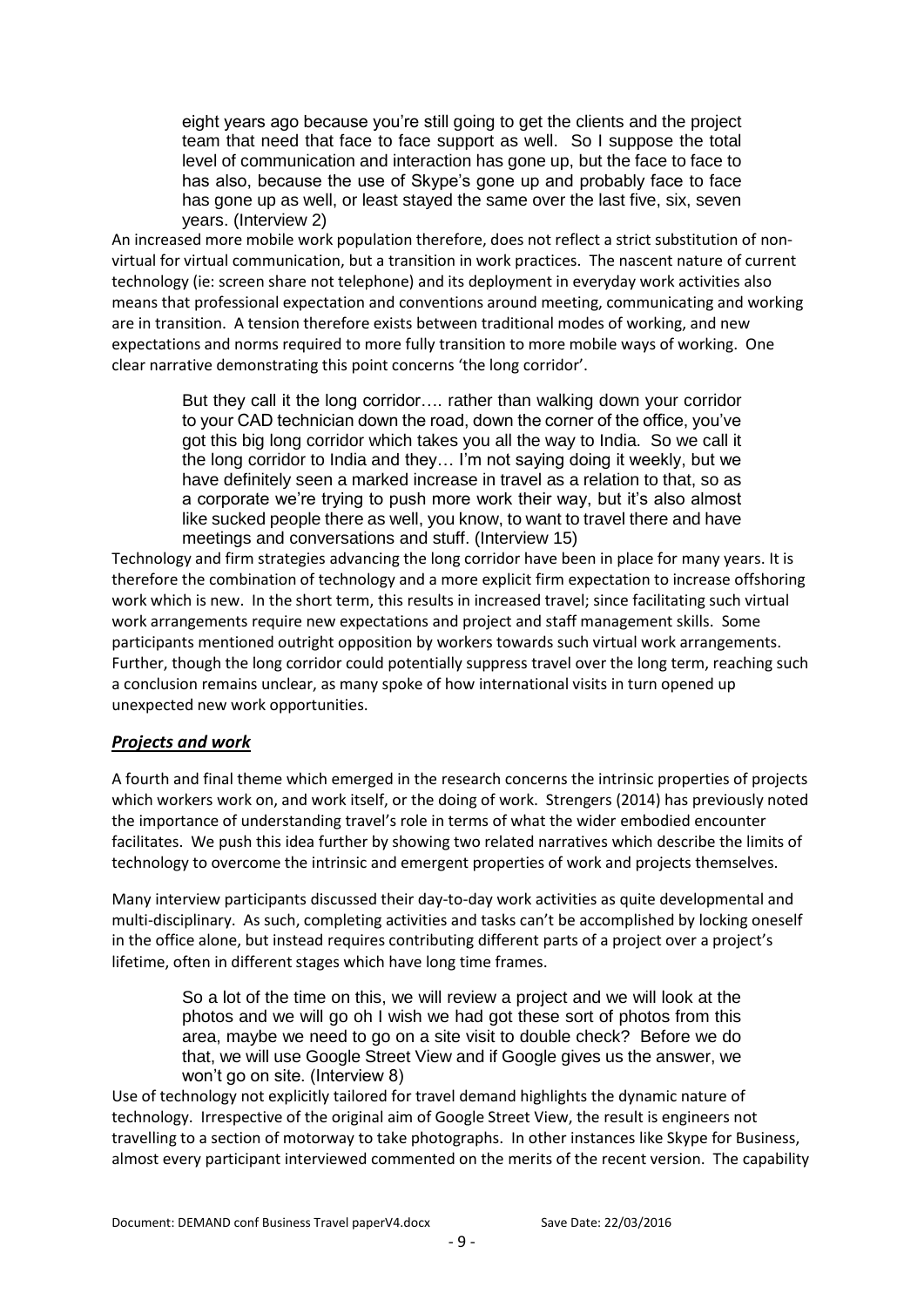> eight years ago because you're still going to get the clients and the project team that need that face to face support as well. So I suppose the total level of communication and interaction has gone up, but the face to face to has also, because the use of Skype's gone up and probably face to face has gone up as well, or least stayed the same over the last five, six, seven years. (Interview 2)

An increased more mobile work population therefore, does not reflect a strict substitution of non-virtual for virtual communication, but a transition in work practices. The nascent nature of current technology (ie: screen share not telephone) and its deployment in everyday work activities also means that professional expectation and conventions around meeting, communicating and working are in transition. A tension therefore exists between traditional modes of working, and new expectations and norms required to more fully transition to more mobile ways of working. One clear narrative demonstrating this point concerns 'the long corridor'.

> But they call it the long corridor…. rather than walking down your corridor to your CAD technician down the road, down the corner of the office, you've got this big long corridor which takes you all the way to India. So we call it the long corridor to India and they… I'm not saying doing it weekly, but we have definitely seen a marked increase in travel as a relation to that, so as a corporate we're trying to push more work their way, but it's also almost like sucked people there as well, you know, to want to travel there and have meetings and conversations and stuff. (Interview 15)

Technology and firm strategies advancing the long corridor have been in place for many years. It is therefore the combination of technology and a more explicit firm expectation to increase offshoring work which is new. In the short term, this results in increased travel; since facilitating such virtual work arrangements require new expectations and project and staff management skills. Some participants mentioned outright opposition by workers towards such virtual work arrangements. Further, though the long corridor could potentially suppress travel over the long term, reaching such a conclusion remains unclear, as many spoke of how international visits in turn opened up unexpected new work opportunities.

### ***Projects and work***

A fourth and final theme which emerged in the research concerns the intrinsic properties of projects which workers work on, and work itself, or the doing of work. Strengers (2014) has previously noted the importance of understanding travel's role in terms of what the wider embodied encounter facilitates. We push this idea further by showing two related narratives which describe the limits of technology to overcome the intrinsic and emergent properties of work and projects themselves.

Many interview participants discussed their day-to-day work activities as quite developmental and multi-disciplinary. As such, completing activities and tasks can't be accomplished by locking oneself in the office alone, but instead requires contributing different parts of a project over a project's lifetime, often in different stages which have long time frames.

> So a lot of the time on this, we will review a project and we will look at the photos and we will go oh I wish we had got these sort of photos from this area, maybe we need to go on a site visit to double check? Before we do that, we will use Google Street View and if Google gives us the answer, we won't go on site. (Interview 8)

Use of technology not explicitly tailored for travel demand highlights the dynamic nature of technology. Irrespective of the original aim of Google Street View, the result is engineers not travelling to a section of motorway to take photographs. In other instances like Skype for Business, almost every participant interviewed commented on the merits of the recent version. The capability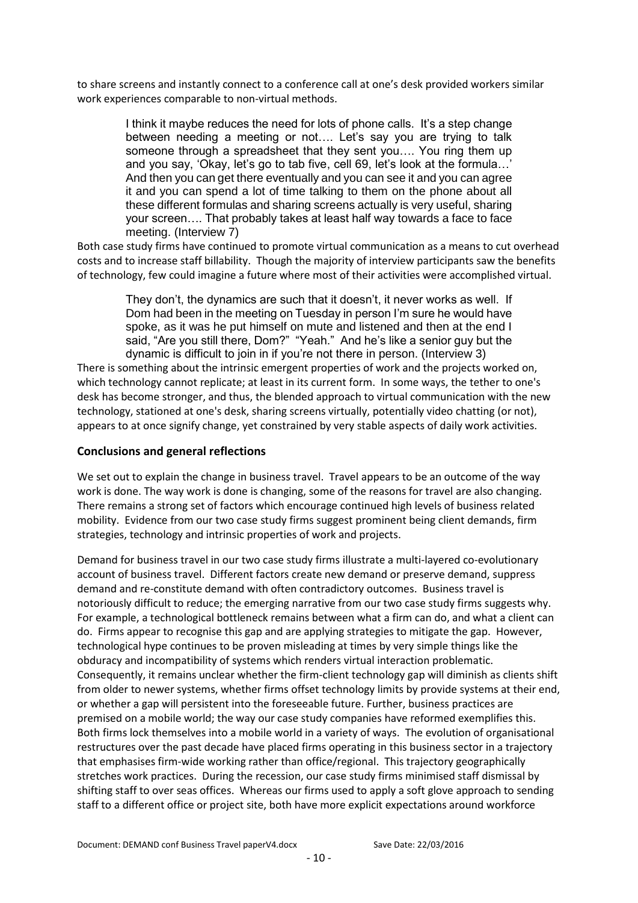to share screens and instantly connect to a conference call at one's desk provided workers similar work experiences comparable to non-virtual methods.

> I think it maybe reduces the need for lots of phone calls. It's a step change between needing a meeting or not…. Let's say you are trying to talk someone through a spreadsheet that they sent you…. You ring them up and you say, 'Okay, let's go to tab five, cell 69, let's look at the formula…' And then you can get there eventually and you can see it and you can agree it and you can spend a lot of time talking to them on the phone about all these different formulas and sharing screens actually is very useful, sharing your screen…. That probably takes at least half way towards a face to face meeting. (Interview 7)

Both case study firms have continued to promote virtual communication as a means to cut overhead costs and to increase staff billability. Though the majority of interview participants saw the benefits of technology, few could imagine a future where most of their activities were accomplished virtual.

> They don't, the dynamics are such that it doesn't, it never works as well. If Dom had been in the meeting on Tuesday in person I'm sure he would have spoke, as it was he put himself on mute and listened and then at the end I said, "Are you still there, Dom?" "Yeah." And he's like a senior guy but the dynamic is difficult to join in if you're not there in person. (Interview 3)

There is something about the intrinsic emergent properties of work and the projects worked on, which technology cannot replicate; at least in its current form. In some ways, the tether to one's desk has become stronger, and thus, the blended approach to virtual communication with the new technology, stationed at one's desk, sharing screens virtually, potentially video chatting (or not), appears to at once signify change, yet constrained by very stable aspects of daily work activities.

## Conclusions and general reflections

We set out to explain the change in business travel. Travel appears to be an outcome of the way work is done. The way work is done is changing, some of the reasons for travel are also changing. There remains a strong set of factors which encourage continued high levels of business related mobility. Evidence from our two case study firms suggest prominent being client demands, firm strategies, technology and intrinsic properties of work and projects.

Demand for business travel in our two case study firms illustrate a multi-layered co-evolutionary account of business travel. Different factors create new demand or preserve demand, suppress demand and re-constitute demand with often contradictory outcomes. Business travel is notoriously difficult to reduce; the emerging narrative from our two case study firms suggests why. For example, a technological bottleneck remains between what a firm can do, and what a client can do. Firms appear to recognise this gap and are applying strategies to mitigate the gap. However, technological hype continues to be proven misleading at times by very simple things like the obduracy and incompatibility of systems which renders virtual interaction problematic. Consequently, it remains unclear whether the firm-client technology gap will diminish as clients shift from older to newer systems, whether firms offset technology limits by provide systems at their end, or whether a gap will persistent into the foreseeable future. Further, business practices are premised on a mobile world; the way our case study companies have reformed exemplifies this. Both firms lock themselves into a mobile world in a variety of ways. The evolution of organisational restructures over the past decade have placed firms operating in this business sector in a trajectory that emphasises firm-wide working rather than office/regional. This trajectory geographically stretches work practices. During the recession, our case study firms minimised staff dismissal by shifting staff to over seas offices. Whereas our firms used to apply a soft glove approach to sending staff to a different office or project site, both have more explicit expectations around workforce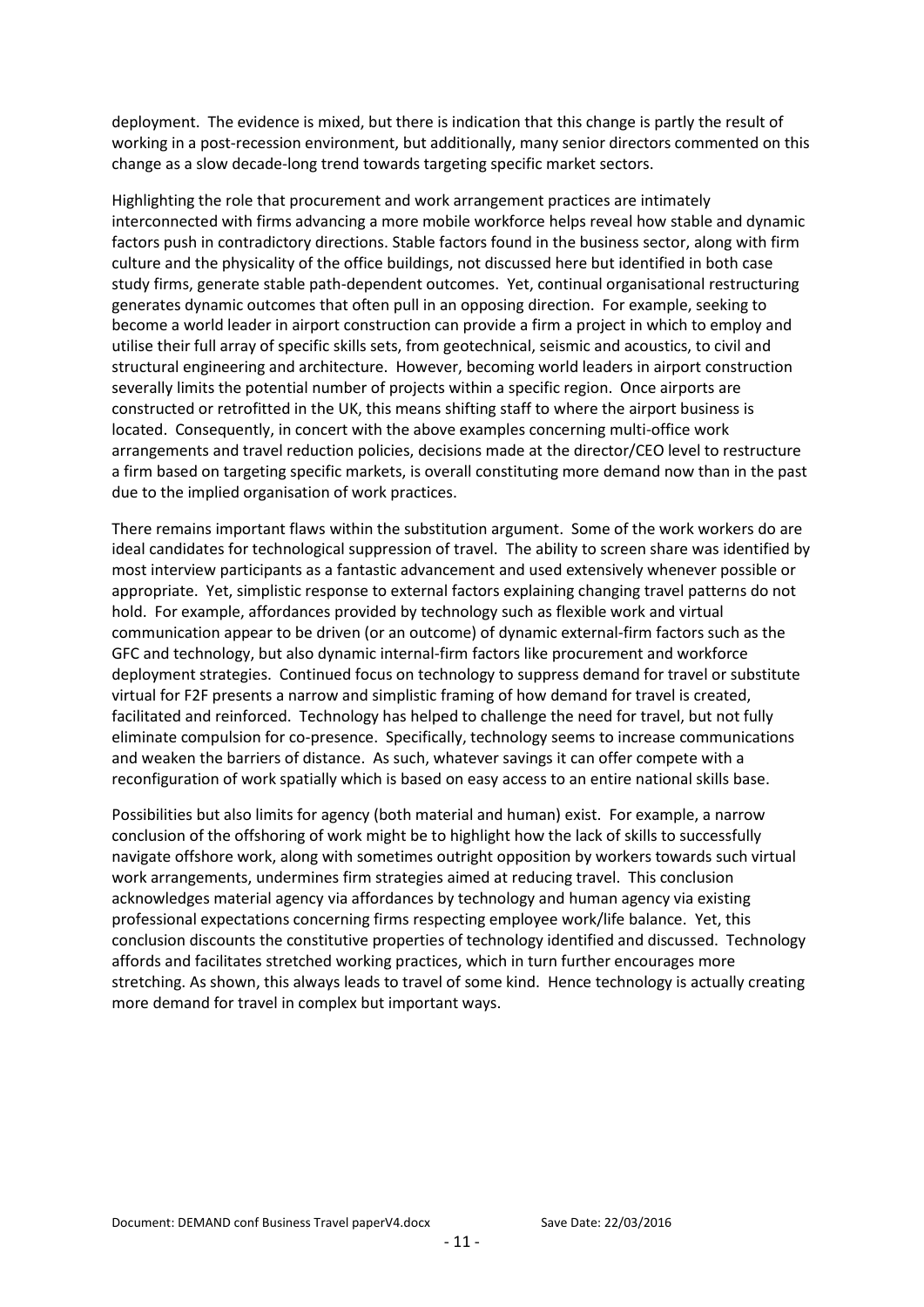deployment. The evidence is mixed, but there is indication that this change is partly the result of working in a post-recession environment, but additionally, many senior directors commented on this change as a slow decade-long trend towards targeting specific market sectors.

Highlighting the role that procurement and work arrangement practices are intimately interconnected with firms advancing a more mobile workforce helps reveal how stable and dynamic factors push in contradictory directions. Stable factors found in the business sector, along with firm culture and the physicality of the office buildings, not discussed here but identified in both case study firms, generate stable path-dependent outcomes. Yet, continual organisational restructuring generates dynamic outcomes that often pull in an opposing direction. For example, seeking to become a world leader in airport construction can provide a firm a project in which to employ and utilise their full array of specific skills sets, from geotechnical, seismic and acoustics, to civil and structural engineering and architecture. However, becoming world leaders in airport construction severally limits the potential number of projects within a specific region. Once airports are constructed or retrofitted in the UK, this means shifting staff to where the airport business is located. Consequently, in concert with the above examples concerning multi-office work arrangements and travel reduction policies, decisions made at the director/CEO level to restructure a firm based on targeting specific markets, is overall constituting more demand now than in the past due to the implied organisation of work practices.

There remains important flaws within the substitution argument. Some of the work workers do are ideal candidates for technological suppression of travel. The ability to screen share was identified by most interview participants as a fantastic advancement and used extensively whenever possible or appropriate. Yet, simplistic response to external factors explaining changing travel patterns do not hold. For example, affordances provided by technology such as flexible work and virtual communication appear to be driven (or an outcome) of dynamic external-firm factors such as the GFC and technology, but also dynamic internal-firm factors like procurement and workforce deployment strategies. Continued focus on technology to suppress demand for travel or substitute virtual for F2F presents a narrow and simplistic framing of how demand for travel is created, facilitated and reinforced. Technology has helped to challenge the need for travel, but not fully eliminate compulsion for co-presence. Specifically, technology seems to increase communications and weaken the barriers of distance. As such, whatever savings it can offer compete with a reconfiguration of work spatially which is based on easy access to an entire national skills base.

Possibilities but also limits for agency (both material and human) exist. For example, a narrow conclusion of the offshoring of work might be to highlight how the lack of skills to successfully navigate offshore work, along with sometimes outright opposition by workers towards such virtual work arrangements, undermines firm strategies aimed at reducing travel. This conclusion acknowledges material agency via affordances by technology and human agency via existing professional expectations concerning firms respecting employee work/life balance. Yet, this conclusion discounts the constitutive properties of technology identified and discussed. Technology affords and facilitates stretched working practices, which in turn further encourages more stretching. As shown, this always leads to travel of some kind. Hence technology is actually creating more demand for travel in complex but important ways.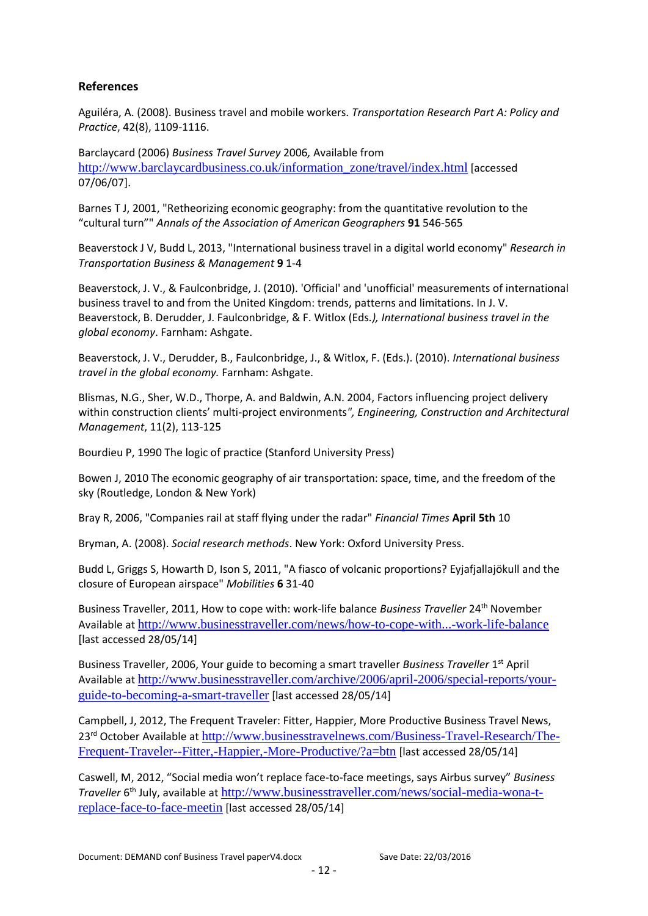## References

Aguiléra, A. (2008). Business travel and mobile workers. *Transportation Research Part A: Policy and Practice*, 42(8), 1109-1116.

Barclaycard (2006) *Business Travel Survey* 2006*,* Available from http://www.barclaycardbusiness.co.uk/information_zone/travel/index.html [accessed 07/06/07].

Barnes T J, 2001, "Retheorizing economic geography: from the quantitative revolution to the "cultural turn"" *Annals of the Association of American Geographers* **91** 546-565

Beaverstock J V, Budd L, 2013, "International business travel in a digital world economy" *Research in Transportation Business & Management* **9** 1-4

Beaverstock, J. V., & Faulconbridge, J. (2010). 'Official' and 'unofficial' measurements of international business travel to and from the United Kingdom: trends, patterns and limitations. In J. V. Beaverstock, B. Derudder, J. Faulconbridge, & F. Witlox (Eds*.), International business travel in the global economy*. Farnham: Ashgate.

Beaverstock, J. V., Derudder, B., Faulconbridge, J., & Witlox, F. (Eds.). (2010). *International business travel in the global economy.* Farnham: Ashgate.

Blismas, N.G., Sher, W.D., Thorpe, A. and Baldwin, A.N. 2004, Factors influencing project delivery within construction clients' multi-project environments*", Engineering, Construction and Architectural Management*, 11(2), 113-125

Bourdieu P, 1990 The logic of practice (Stanford University Press)

Bowen J, 2010 The economic geography of air transportation: space, time, and the freedom of the sky (Routledge, London & New York)

Bray R, 2006, "Companies rail at staff flying under the radar" *Financial Times* **April 5th** 10

Bryman, A. (2008). *Social research methods*. New York: Oxford University Press.

Budd L, Griggs S, Howarth D, Ison S, 2011, "A fiasco of volcanic proportions? Eyjafjallajökull and the closure of European airspace" *Mobilities* **6** 31-40

Business Traveller, 2011, How to cope with: work-life balance *Business Traveller* 24th November Available at http://www.businesstraveller.com/news/how-to-cope-with...-work-life-balance [last accessed 28/05/14]

Business Traveller, 2006, Your guide to becoming a smart traveller *Business Traveller* 1st April Available at http://www.businesstraveller.com/archive/2006/april-2006/special-reports/your-guide-to-becoming-a-smart-traveller [last accessed 28/05/14]

Campbell, J, 2012, The Frequent Traveler: Fitter, Happier, More Productive Business Travel News, 23rd October Available at http://www.businesstravelnews.com/Business-Travel-Research/The-Frequent-Traveler--Fitter,-Happier,-More-Productive/?a=btn [last accessed 28/05/14]

Caswell, M, 2012, "Social media won't replace face-to-face meetings, says Airbus survey" *Business Traveller* 6th July, available at http://www.businesstraveller.com/news/social-media-wona-t-replace-face-to-face-meetin [last accessed 28/05/14]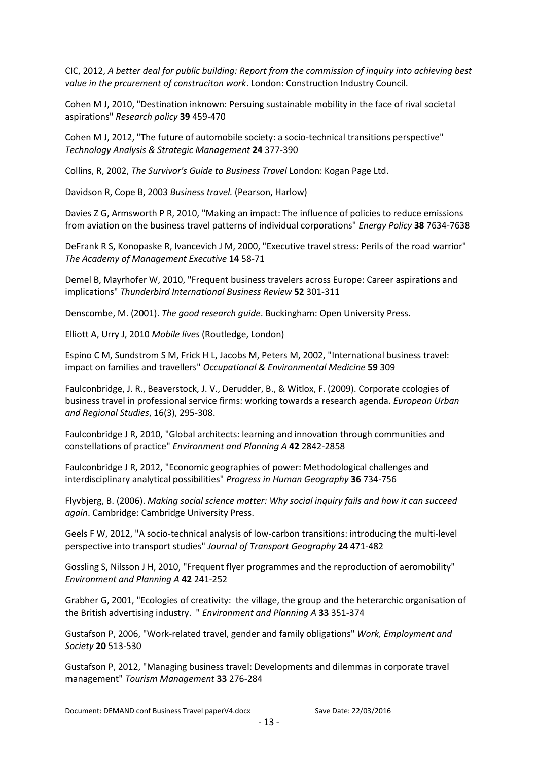CIC, 2012, *A better deal for public building: Report from the commission of inquiry into achieving best value in the prcurement of construciton work*. London: Construction Industry Council.

Cohen M J, 2010, "Destination inknown: Persuing sustainable mobility in the face of rival societal aspirations" *Research policy* **39** 459-470

Cohen M J, 2012, "The future of automobile society: a socio-technical transitions perspective" *Technology Analysis & Strategic Management* **24** 377-390

Collins, R, 2002, *The Survivor's Guide to Business Travel* London: Kogan Page Ltd.

Davidson R, Cope B, 2003 *Business travel.* (Pearson, Harlow)

Davies Z G, Armsworth P R, 2010, "Making an impact: The influence of policies to reduce emissions from aviation on the business travel patterns of individual corporations" *Energy Policy* **38** 7634-7638

DeFrank R S, Konopaske R, Ivancevich J M, 2000, "Executive travel stress: Perils of the road warrior" *The Academy of Management Executive* **14** 58-71

Demel B, Mayrhofer W, 2010, "Frequent business travelers across Europe: Career aspirations and implications" *Thunderbird International Business Review* **52** 301-311

Denscombe, M. (2001). *The good research guide*. Buckingham: Open University Press.

Elliott A, Urry J, 2010 *Mobile lives* (Routledge, London)

Espino C M, Sundstrom S M, Frick H L, Jacobs M, Peters M, 2002, "International business travel: impact on families and travellers" *Occupational & Environmental Medicine* **59** 309

Faulconbridge, J. R., Beaverstock, J. V., Derudder, B., & Witlox, F. (2009). Corporate ccologies of business travel in professional service firms: working towards a research agenda. *European Urban and Regional Studies*, 16(3), 295-308.

Faulconbridge J R, 2010, "Global architects: learning and innovation through communities and constellations of practice" *Environment and Planning A* **42** 2842-2858

Faulconbridge J R, 2012, "Economic geographies of power: Methodological challenges and interdisciplinary analytical possibilities" *Progress in Human Geography* **36** 734-756

Flyvbjerg, B. (2006). *Making social science matter: Why social inquiry fails and how it can succeed again*. Cambridge: Cambridge University Press.

Geels F W, 2012, "A socio-technical analysis of low-carbon transitions: introducing the multi-level perspective into transport studies" *Journal of Transport Geography* **24** 471-482

Gossling S, Nilsson J H, 2010, "Frequent flyer programmes and the reproduction of aeromobility" *Environment and Planning A* **42** 241-252

Grabher G, 2001, "Ecologies of creativity: the village, the group and the heterarchic organisation of the British advertising industry. " *Environment and Planning A* **33** 351-374

Gustafson P, 2006, "Work-related travel, gender and family obligations" *Work, Employment and Society* **20** 513-530

Gustafson P, 2012, "Managing business travel: Developments and dilemmas in corporate travel management" *Tourism Management* **33** 276-284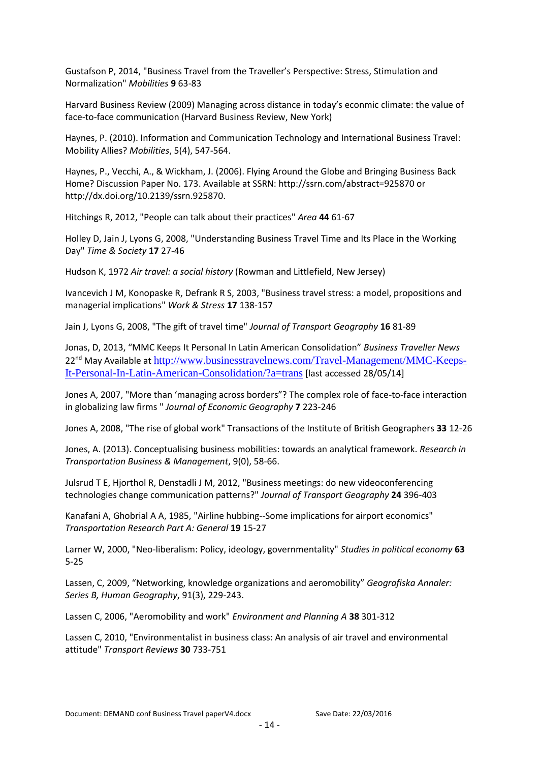Gustafson P, 2014, "Business Travel from the Traveller's Perspective: Stress, Stimulation and Normalization" *Mobilities* **9** 63-83

Harvard Business Review (2009) Managing across distance in today's econmic climate: the value of face-to-face communication (Harvard Business Review, New York)

Haynes, P. (2010). Information and Communication Technology and International Business Travel: Mobility Allies? *Mobilities*, 5(4), 547-564.

Haynes, P., Vecchi, A., & Wickham, J. (2006). Flying Around the Globe and Bringing Business Back Home? Discussion Paper No. 173. Available at SSRN: http://ssrn.com/abstract=925870 or http://dx.doi.org/10.2139/ssrn.925870.

Hitchings R, 2012, "People can talk about their practices" *Area* **44** 61-67

Holley D, Jain J, Lyons G, 2008, "Understanding Business Travel Time and Its Place in the Working Day" *Time & Society* **17** 27-46

Hudson K, 1972 *Air travel: a social history* (Rowman and Littlefield, New Jersey)

Ivancevich J M, Konopaske R, Defrank R S, 2003, "Business travel stress: a model, propositions and managerial implications" *Work & Stress* **17** 138-157

Jain J, Lyons G, 2008, "The gift of travel time" *Journal of Transport Geography* **16** 81-89

Jonas, D, 2013, "MMC Keeps It Personal In Latin American Consolidation" *Business Traveller News* 22nd May Available at http://www.businesstravelnews.com/Travel-Management/MMC-Keeps-It-Personal-In-Latin-American-Consolidation/?a=trans [last accessed 28/05/14]

Jones A, 2007, "More than 'managing across borders"? The complex role of face-to-face interaction in globalizing law firms " *Journal of Economic Geography* **7** 223-246

Jones A, 2008, "The rise of global work" Transactions of the Institute of British Geographers **33** 12-26

Jones, A. (2013). Conceptualising business mobilities: towards an analytical framework. *Research in Transportation Business & Management*, 9(0), 58-66.

Julsrud T E, Hjorthol R, Denstadli J M, 2012, "Business meetings: do new videoconferencing technologies change communication patterns?" *Journal of Transport Geography* **24** 396-403

Kanafani A, Ghobrial A A, 1985, "Airline hubbing--Some implications for airport economics" *Transportation Research Part A: General* **19** 15-27

Larner W, 2000, "Neo-liberalism: Policy, ideology, governmentality" *Studies in political economy* **63** 5-25

Lassen, C, 2009, "Networking, knowledge organizations and aeromobility" *Geografiska Annaler: Series B, Human Geography*, 91(3), 229-243.

Lassen C, 2006, "Aeromobility and work" *Environment and Planning A* **38** 301-312

Lassen C, 2010, "Environmentalist in business class: An analysis of air travel and environmental attitude" *Transport Reviews* **30** 733-751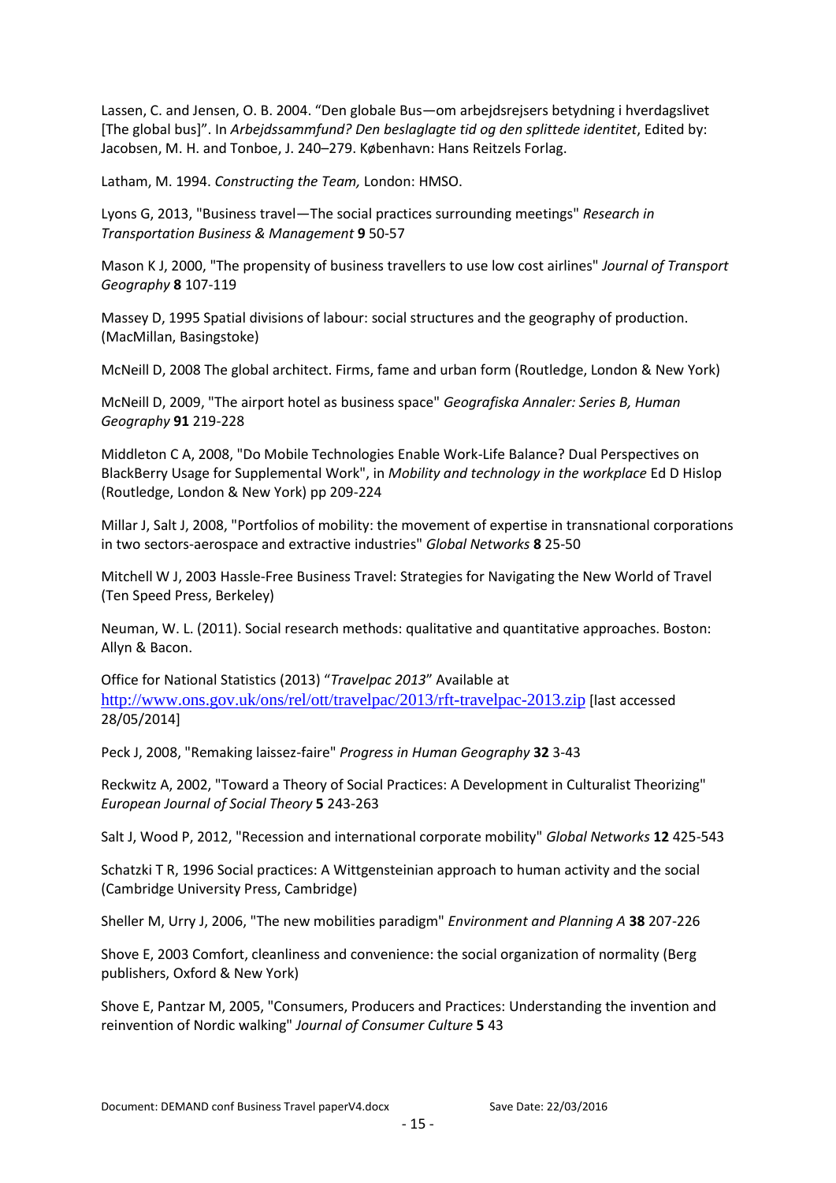Lassen, C. and Jensen, O. B. 2004. “Den globale Bus—om arbejdsrejsers betydning i hverdagslivet [The global bus]”. In *Arbejdssammfund? Den beslaglagte tid og den splittede identitet*, Edited by: Jacobsen, M. H. and Tonboe, J. 240–279. København: Hans Reitzels Forlag.

Latham, M. 1994. *Constructing the Team,* London: HMSO.

Lyons G, 2013, "Business travel—The social practices surrounding meetings" *Research in Transportation Business & Management* **9** 50-57

Mason K J, 2000, "The propensity of business travellers to use low cost airlines" *Journal of Transport Geography* **8** 107-119

Massey D, 1995 Spatial divisions of labour: social structures and the geography of production. (MacMillan, Basingstoke)

McNeill D, 2008 The global architect. Firms, fame and urban form (Routledge, London & New York)

McNeill D, 2009, "The airport hotel as business space" *Geografiska Annaler: Series B, Human Geography* **91** 219-228

Middleton C A, 2008, "Do Mobile Technologies Enable Work-Life Balance? Dual Perspectives on BlackBerry Usage for Supplemental Work", in *Mobility and technology in the workplace* Ed D Hislop (Routledge, London & New York) pp 209-224

Millar J, Salt J, 2008, "Portfolios of mobility: the movement of expertise in transnational corporations in two sectors-aerospace and extractive industries" *Global Networks* **8** 25-50

Mitchell W J, 2003 Hassle-Free Business Travel: Strategies for Navigating the New World of Travel (Ten Speed Press, Berkeley)

Neuman, W. L. (2011). Social research methods: qualitative and quantitative approaches. Boston: Allyn & Bacon.

Office for National Statistics (2013) “*Travelpac 2013*” Available at http://www.ons.gov.uk/ons/rel/ott/travelpac/2013/rft-travelpac-2013.zip [last accessed 28/05/2014]

Peck J, 2008, "Remaking laissez-faire" *Progress in Human Geography* **32** 3-43

Reckwitz A, 2002, "Toward a Theory of Social Practices: A Development in Culturalist Theorizing" *European Journal of Social Theory* **5** 243-263

Salt J, Wood P, 2012, "Recession and international corporate mobility" *Global Networks* **12** 425-543

Schatzki T R, 1996 Social practices: A Wittgensteinian approach to human activity and the social (Cambridge University Press, Cambridge)

Sheller M, Urry J, 2006, "The new mobilities paradigm" *Environment and Planning A* **38** 207-226

Shove E, 2003 Comfort, cleanliness and convenience: the social organization of normality (Berg publishers, Oxford & New York)

Shove E, Pantzar M, 2005, "Consumers, Producers and Practices: Understanding the invention and reinvention of Nordic walking" *Journal of Consumer Culture* **5** 43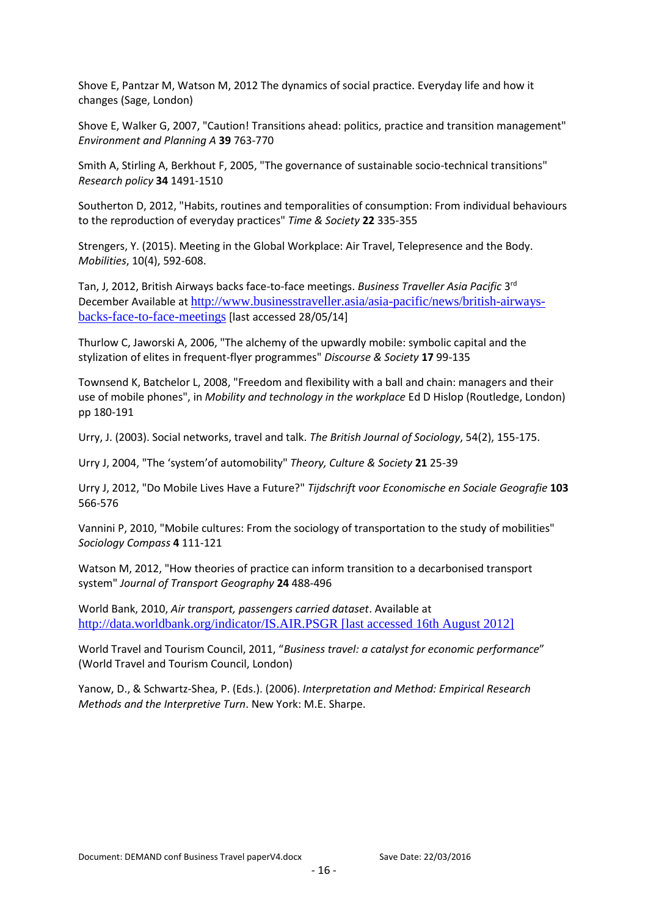Shove E, Pantzar M, Watson M, 2012 The dynamics of social practice. Everyday life and how it changes (Sage, London)

Shove E, Walker G, 2007, "Caution! Transitions ahead: politics, practice and transition management" *Environment and Planning A* **39** 763-770

Smith A, Stirling A, Berkhout F, 2005, "The governance of sustainable socio-technical transitions" *Research policy* **34** 1491-1510

Southerton D, 2012, "Habits, routines and temporalities of consumption: From individual behaviours to the reproduction of everyday practices" *Time & Society* **22** 335-355

Strengers, Y. (2015). Meeting in the Global Workplace: Air Travel, Telepresence and the Body. *Mobilities*, 10(4), 592-608.

Tan, J, 2012, British Airways backs face-to-face meetings. *Business Traveller Asia Pacific* 3rd December Available at http://www.businesstraveller.asia/asia-pacific/news/british-airways-backs-face-to-face-meetings [last accessed 28/05/14]

Thurlow C, Jaworski A, 2006, "The alchemy of the upwardly mobile: symbolic capital and the stylization of elites in frequent-flyer programmes" *Discourse & Society* **17** 99-135

Townsend K, Batchelor L, 2008, "Freedom and flexibility with a ball and chain: managers and their use of mobile phones", in *Mobility and technology in the workplace* Ed D Hislop (Routledge, London) pp 180-191

Urry, J. (2003). Social networks, travel and talk. *The British Journal of Sociology*, 54(2), 155-175.

Urry J, 2004, "The 'system'of automobility" *Theory, Culture & Society* **21** 25-39

Urry J, 2012, "Do Mobile Lives Have a Future?" *Tijdschrift voor Economische en Sociale Geografie* **103** 566-576

Vannini P, 2010, "Mobile cultures: From the sociology of transportation to the study of mobilities" *Sociology Compass* **4** 111-121

Watson M, 2012, "How theories of practice can inform transition to a decarbonised transport system" *Journal of Transport Geography* **24** 488-496

World Bank, 2010, *Air transport, passengers carried dataset*. Available at http://data.worldbank.org/indicator/IS.AIR.PSGR [last accessed 16th August 2012]

World Travel and Tourism Council, 2011, "*Business travel: a catalyst for economic performance*" (World Travel and Tourism Council, London)

Yanow, D., & Schwartz-Shea, P. (Eds.). (2006). *Interpretation and Method: Empirical Research Methods and the Interpretive Turn*. New York: M.E. Sharpe.